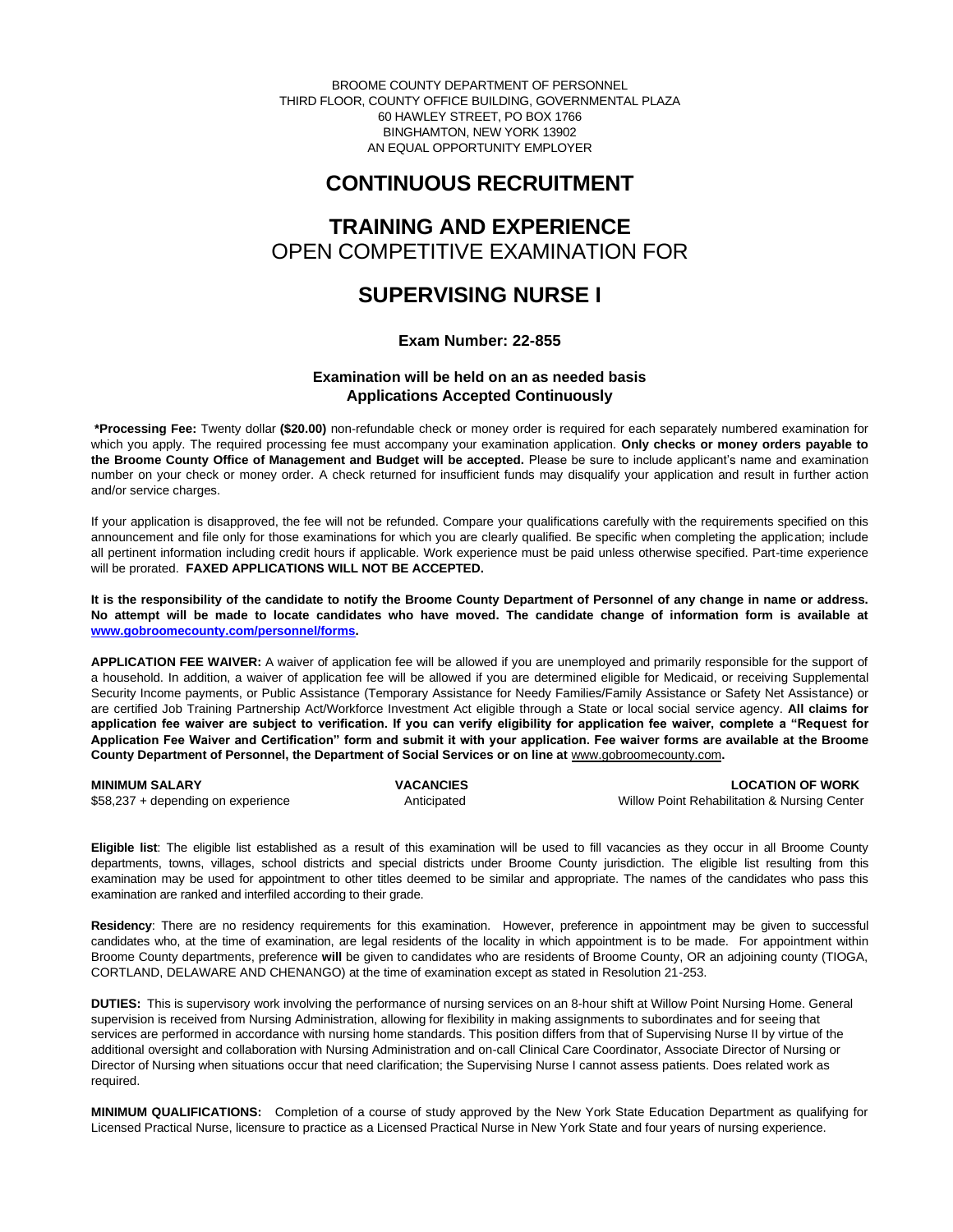BROOME COUNTY DEPARTMENT OF PERSONNEL
THIRD FLOOR, COUNTY OFFICE BUILDING, GOVERNMENTAL PLAZA
60 HAWLEY STREET, PO BOX 1766
BINGHAMTON, NEW YORK 13902
AN EQUAL OPPORTUNITY EMPLOYER

# CONTINUOUS RECRUITMENT

# TRAINING AND EXPERIENCE
OPEN COMPETITIVE EXAMINATION FOR

# SUPERVISING NURSE I

### Exam Number: 22-855

### Examination will be held on an as needed basis
### Applications Accepted Continuously

**\*Processing Fee:** Twenty dollar **($20.00)** non-refundable check or money order is required for each separately numbered examination for which you apply. The required processing fee must accompany your examination application. **Only checks or money orders payable to the Broome County Office of Management and Budget will be accepted.** Please be sure to include applicant's name and examination number on your check or money order. A check returned for insufficient funds may disqualify your application and result in further action and/or service charges.

If your application is disapproved, the fee will not be refunded. Compare your qualifications carefully with the requirements specified on this announcement and file only for those examinations for which you are clearly qualified. Be specific when completing the application; include all pertinent information including credit hours if applicable. Work experience must be paid unless otherwise specified. Part-time experience will be prorated. **FAXED APPLICATIONS WILL NOT BE ACCEPTED.**

**It is the responsibility of the candidate to notify the Broome County Department of Personnel of any change in name or address. No attempt will be made to locate candidates who have moved. The candidate change of information form is available at www.gobroomecounty.com/personnel/forms.**

**APPLICATION FEE WAIVER:** A waiver of application fee will be allowed if you are unemployed and primarily responsible for the support of a household. In addition, a waiver of application fee will be allowed if you are determined eligible for Medicaid, or receiving Supplemental Security Income payments, or Public Assistance (Temporary Assistance for Needy Families/Family Assistance or Safety Net Assistance) or are certified Job Training Partnership Act/Workforce Investment Act eligible through a State or local social service agency. **All claims for application fee waiver are subject to verification. If you can verify eligibility for application fee waiver, complete a "Request for Application Fee Waiver and Certification" form and submit it with your application. Fee waiver forms are available at the Broome County Department of Personnel, the Department of Social Services or on line at** www.gobroomecounty.com**.**

| MINIMUM SALARY | VACANCIES | LOCATION OF WORK |
|---|---|---|
| $58,237 + depending on experience | Anticipated | Willow Point Rehabilitation & Nursing Center |

**Eligible list**: The eligible list established as a result of this examination will be used to fill vacancies as they occur in all Broome County departments, towns, villages, school districts and special districts under Broome County jurisdiction. The eligible list resulting from this examination may be used for appointment to other titles deemed to be similar and appropriate. The names of the candidates who pass this examination are ranked and interfiled according to their grade.

**Residency**: There are no residency requirements for this examination. However, preference in appointment may be given to successful candidates who, at the time of examination, are legal residents of the locality in which appointment is to be made. For appointment within Broome County departments, preference **will** be given to candidates who are residents of Broome County, OR an adjoining county (TIOGA, CORTLAND, DELAWARE AND CHENANGO) at the time of examination except as stated in Resolution 21-253.

**DUTIES:** This is supervisory work involving the performance of nursing services on an 8-hour shift at Willow Point Nursing Home. General supervision is received from Nursing Administration, allowing for flexibility in making assignments to subordinates and for seeing that services are performed in accordance with nursing home standards. This position differs from that of Supervising Nurse II by virtue of the additional oversight and collaboration with Nursing Administration and on-call Clinical Care Coordinator, Associate Director of Nursing or Director of Nursing when situations occur that need clarification; the Supervising Nurse I cannot assess patients. Does related work as required.

**MINIMUM QUALIFICATIONS:** Completion of a course of study approved by the New York State Education Department as qualifying for Licensed Practical Nurse, licensure to practice as a Licensed Practical Nurse in New York State and four years of nursing experience.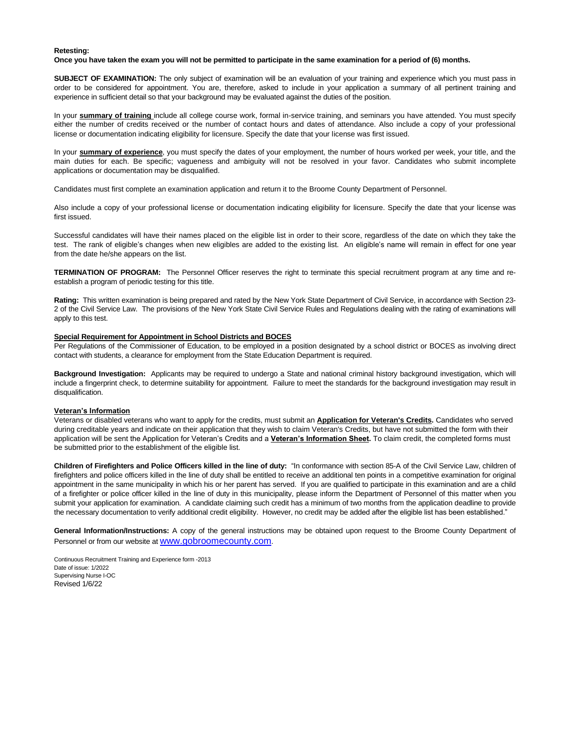**Retesting:**
**Once you have taken the exam you will not be permitted to participate in the same examination for a period of (6) months.**

**SUBJECT OF EXAMINATION:** The only subject of examination will be an evaluation of your training and experience which you must pass in order to be considered for appointment. You are, therefore, asked to include in your application a summary of all pertinent training and experience in sufficient detail so that your background may be evaluated against the duties of the position.

In your **summary of training** include all college course work, formal in-service training, and seminars you have attended. You must specify either the number of credits received or the number of contact hours and dates of attendance. Also include a copy of your professional license or documentation indicating eligibility for licensure. Specify the date that your license was first issued.

In your **summary of experience**, you must specify the dates of your employment, the number of hours worked per week, your title, and the main duties for each. Be specific; vagueness and ambiguity will not be resolved in your favor. Candidates who submit incomplete applications or documentation may be disqualified.

Candidates must first complete an examination application and return it to the Broome County Department of Personnel.

Also include a copy of your professional license or documentation indicating eligibility for licensure. Specify the date that your license was first issued.

Successful candidates will have their names placed on the eligible list in order to their score, regardless of the date on which they take the test. The rank of eligible's changes when new eligibles are added to the existing list. An eligible's name will remain in effect for one year from the date he/she appears on the list.

**TERMINATION OF PROGRAM:** The Personnel Officer reserves the right to terminate this special recruitment program at any time and re-establish a program of periodic testing for this title.

**Rating:** This written examination is being prepared and rated by the New York State Department of Civil Service, in accordance with Section 23-2 of the Civil Service Law. The provisions of the New York State Civil Service Rules and Regulations dealing with the rating of examinations will apply to this test.

**Special Requirement for Appointment in School Districts and BOCES**
Per Regulations of the Commissioner of Education, to be employed in a position designated by a school district or BOCES as involving direct contact with students, a clearance for employment from the State Education Department is required.

**Background Investigation:** Applicants may be required to undergo a State and national criminal history background investigation, which will include a fingerprint check, to determine suitability for appointment. Failure to meet the standards for the background investigation may result in disqualification.

**Veteran's Information**
Veterans or disabled veterans who want to apply for the credits, must submit an **Application for Veteran's Credits.** Candidates who served during creditable years and indicate on their application that they wish to claim Veteran's Credits, but have not submitted the form with their application will be sent the Application for Veteran's Credits and a **Veteran's Information Sheet.** To claim credit, the completed forms must be submitted prior to the establishment of the eligible list.

**Children of Firefighters and Police Officers killed in the line of duty:** "In conformance with section 85-A of the Civil Service Law, children of firefighters and police officers killed in the line of duty shall be entitled to receive an additional ten points in a competitive examination for original appointment in the same municipality in which his or her parent has served. If you are qualified to participate in this examination and are a child of a firefighter or police officer killed in the line of duty in this municipality, please inform the Department of Personnel of this matter when you submit your application for examination. A candidate claiming such credit has a minimum of two months from the application deadline to provide the necessary documentation to verify additional credit eligibility. However, no credit may be added after the eligible list has been established."

**General Information/Instructions:** A copy of the general instructions may be obtained upon request to the Broome County Department of Personnel or from our website at www.gobroomecounty.com.

Continuous Recruitment Training and Experience form -2013
Date of issue: 1/2022
Supervising Nurse I-OC
Revised 1/6/22